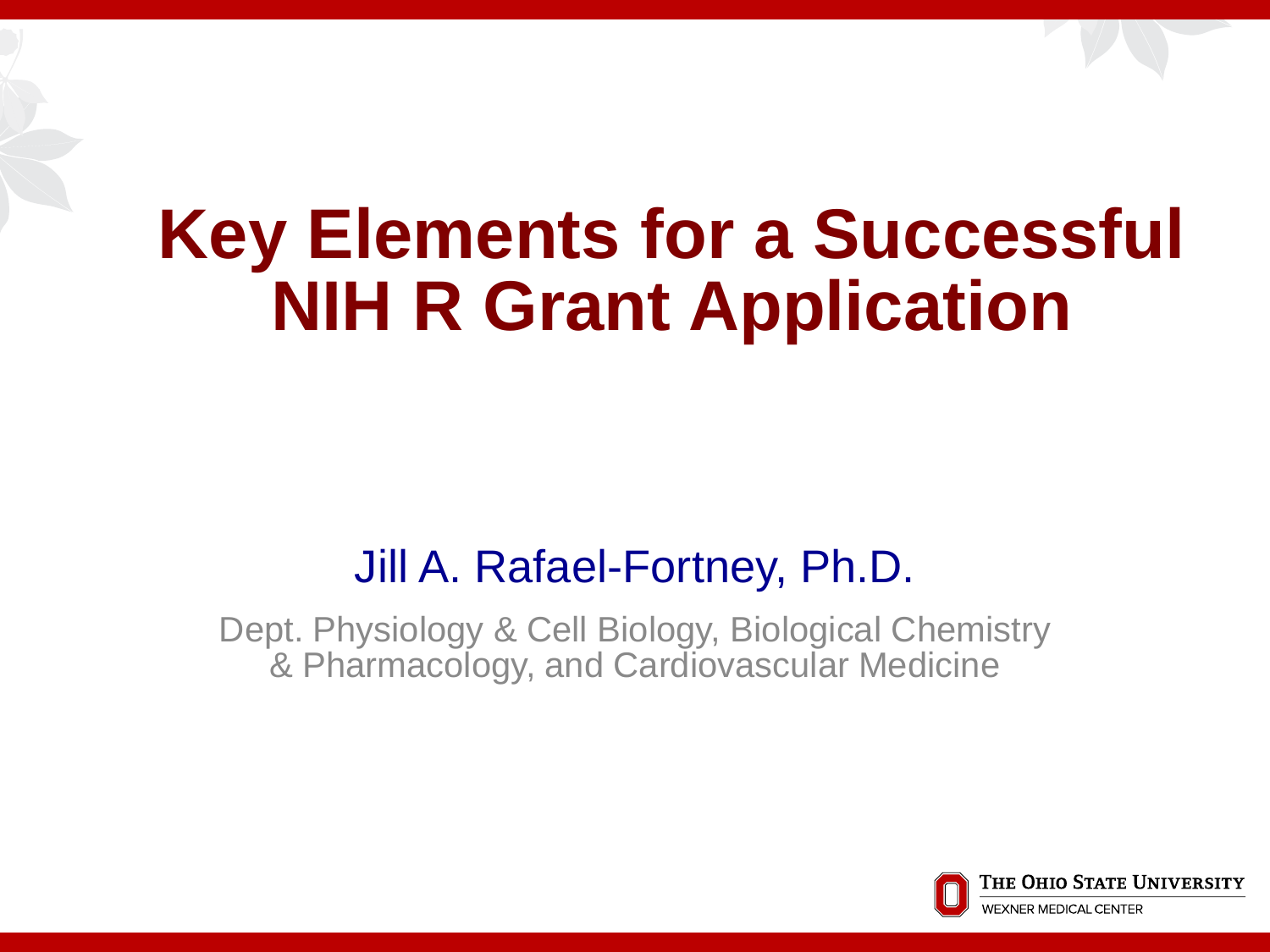# Key Elements for a Successful NIH R Grant Application

Jill A. Rafael-Fortney, Ph.D.

Dept. Physiology & Cell Biology, Biological Chemistry & Pharmacology, and Cardiovascular Medicine

The Ohio State University
Wexner Medical Center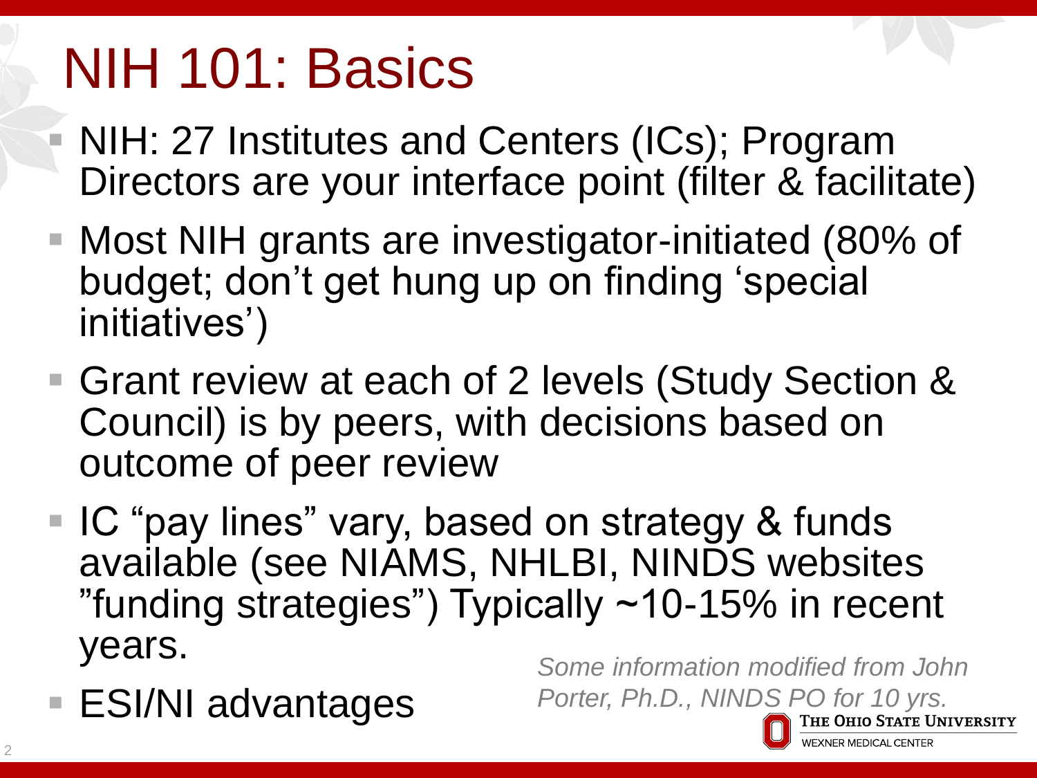# NIH 101: Basics

- NIH: 27 Institutes and Centers (ICs); Program Directors are your interface point (filter & facilitate)
- Most NIH grants are investigator-initiated (80% of budget; don't get hung up on finding 'special initiatives')
- Grant review at each of 2 levels (Study Section & Council) is by peers, with decisions based on outcome of peer review
- IC "pay lines" vary, based on strategy & funds available (see NIAMS, NHLBI, NINDS websites "funding strategies") Typically ~10-15% in recent years.
- ESI/NI advantages

*Some information modified from John Porter, Ph.D., NINDS PO for 10 yrs.*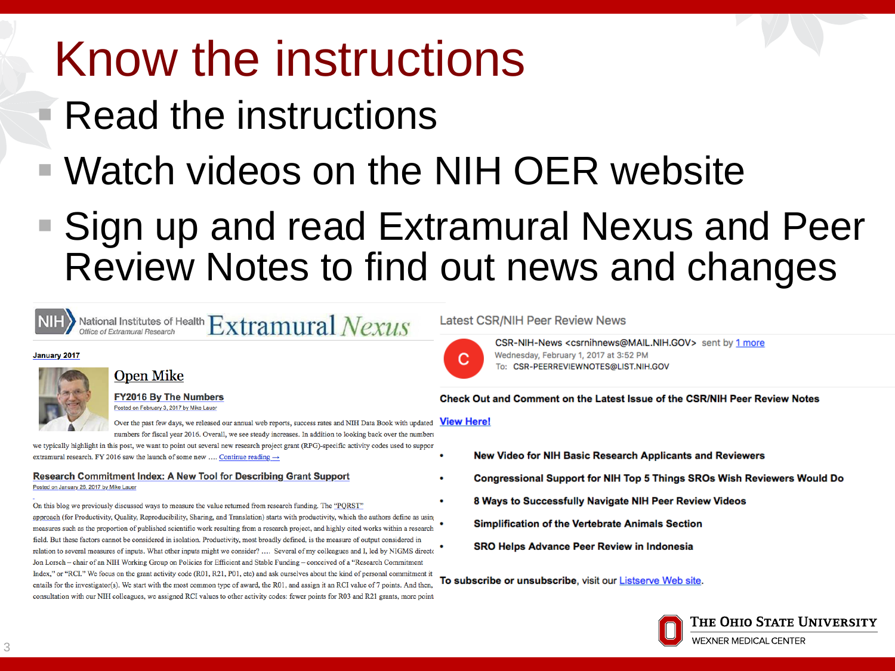# Know the instructions

- Read the instructions
- Watch videos on the NIH OER website
- Sign up and read Extramural Nexus and Peer Review Notes to find out news and changes

NIH National Institutes of Health Office of Extramural Research **Extramural Nexus**

January 2017

## Open Mike

### FY2016 By The Numbers

Posted on February 3, 2017 by Mike Lauer

Over the past few days, we released our annual web reports, success rates and NIH Data Book with updated numbers for fiscal year 2016. Overall, we see steady increases. In addition to looking back over the numbers we typically highlight in this post, we want to point out several new research project grant (RPG)-specific activity codes used to support extramural research. FY 2016 saw the launch of some new …. Continue reading →

### Research Commitment Index: A New Tool for Describing Grant Support

Posted on January 26, 2017 by Mike Lauer

On this blog we previously discussed ways to measure the value returned from research funding. The "PQRST" approach (for Productivity, Quality, Reproducibility, Sharing, and Translation) starts with productivity, which the authors define as using measures such as the proportion of published scientific work resulting from a research project, and highly cited works within a research field. But these factors cannot be considered in isolation. Productivity, most broadly defined, is the measure of output considered in relation to several measures of inputs. What other inputs might we consider? …. Several of my colleagues and I, led by NIGMS director Jon Lorsch – chair of an NIH Working Group on Policies for Efficient and Stable Funding – conceived of a "Research Commitment Index," or "RCI." We focus on the grant activity code (R01, R21, P01, etc) and ask ourselves about the kind of personal commitment it entails for the investigator(s). We start with the most common type of award, the R01, and assign it an RCI value of 7 points. And then, consultation with our NIH colleagues, we assigned RCI values to other activity codes: fewer points for R03 and R21 grants, more points

Latest CSR/NIH Peer Review News

CSR-NIH-News <csrnihnews@MAIL.NIH.GOV> sent by 1 more
Wednesday, February 1, 2017 at 3:52 PM
To: CSR-PEERREVIEWNOTES@LIST.NIH.GOV

**Check Out and Comment on the Latest Issue of the CSR/NIH Peer Review Notes**

**View Here!**

- **New Video for NIH Basic Research Applicants and Reviewers**
- **Congressional Support for NIH Top 5 Things SROs Wish Reviewers Would Do**
- **8 Ways to Successfully Navigate NIH Peer Review Videos**
- **Simplification of the Vertebrate Animals Section**
- **SRO Helps Advance Peer Review in Indonesia**

**To subscribe or unsubscribe**, visit our Listserve Web site.

The Ohio State University
Wexner Medical Center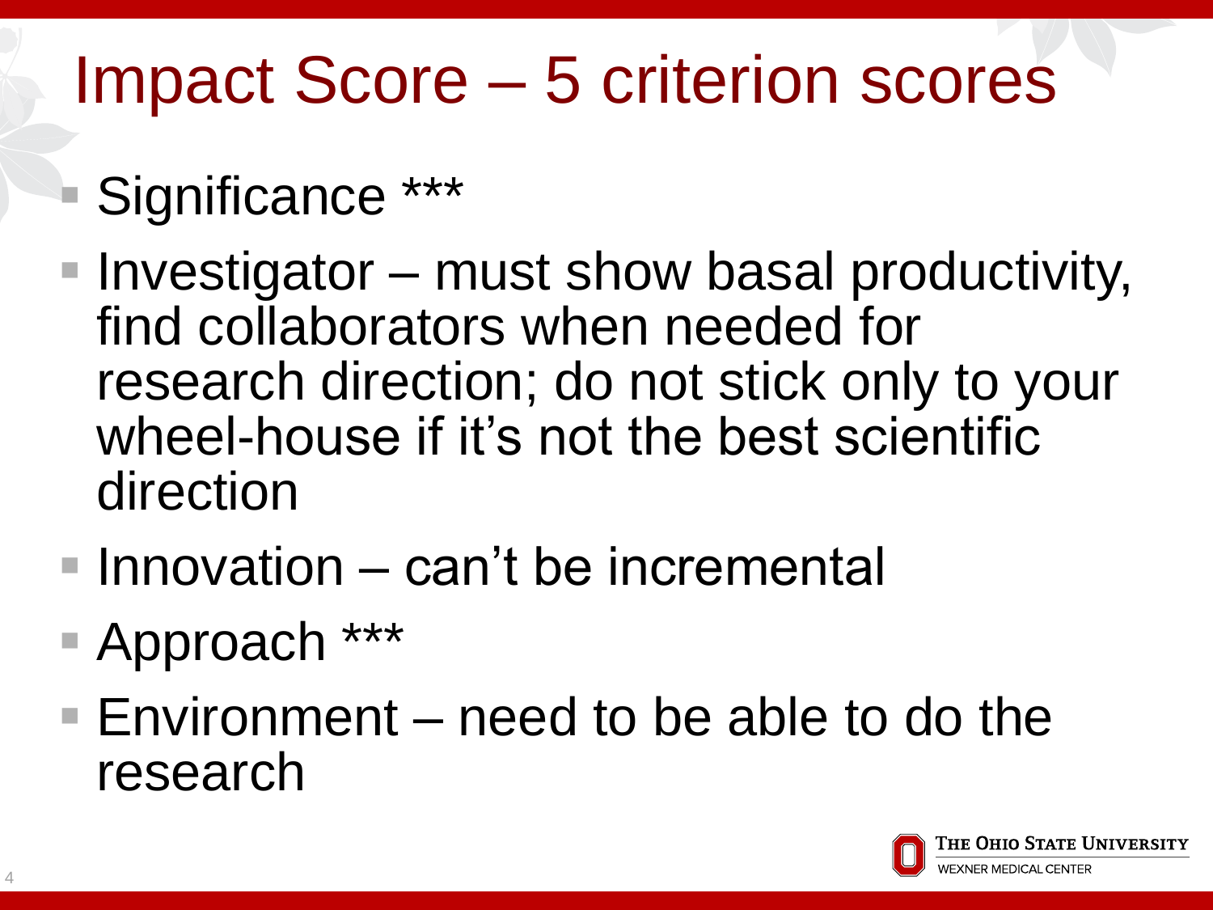# Impact Score – 5 criterion scores

- Significance ***
- Investigator – must show basal productivity, find collaborators when needed for research direction; do not stick only to your wheel-house if it's not the best scientific direction
- Innovation – can't be incremental
- Approach ***
- Environment – need to be able to do the research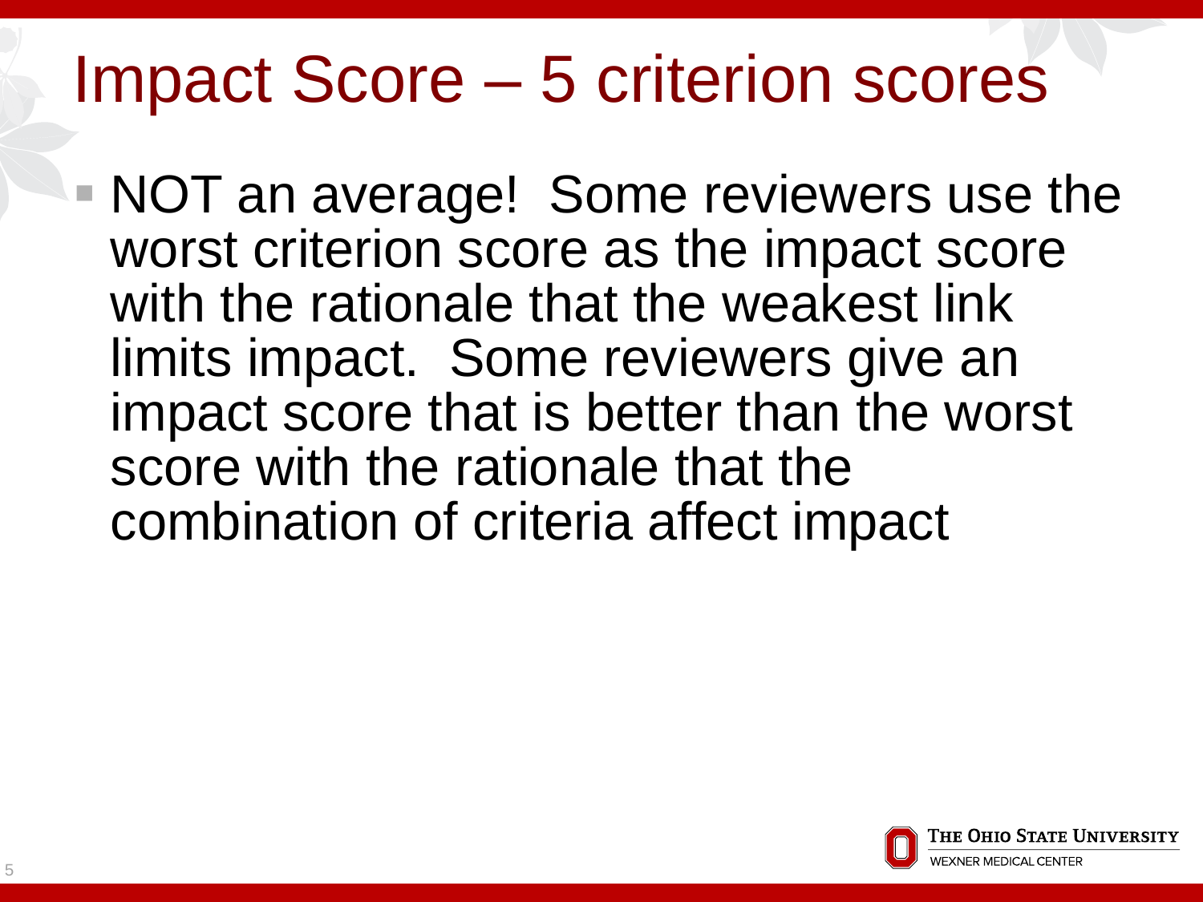# Impact Score – 5 criterion scores

- NOT an average!  Some reviewers use the worst criterion score as the impact score with the rationale that the weakest link limits impact.  Some reviewers give an impact score that is better than the worst score with the rationale that the combination of criteria affect impact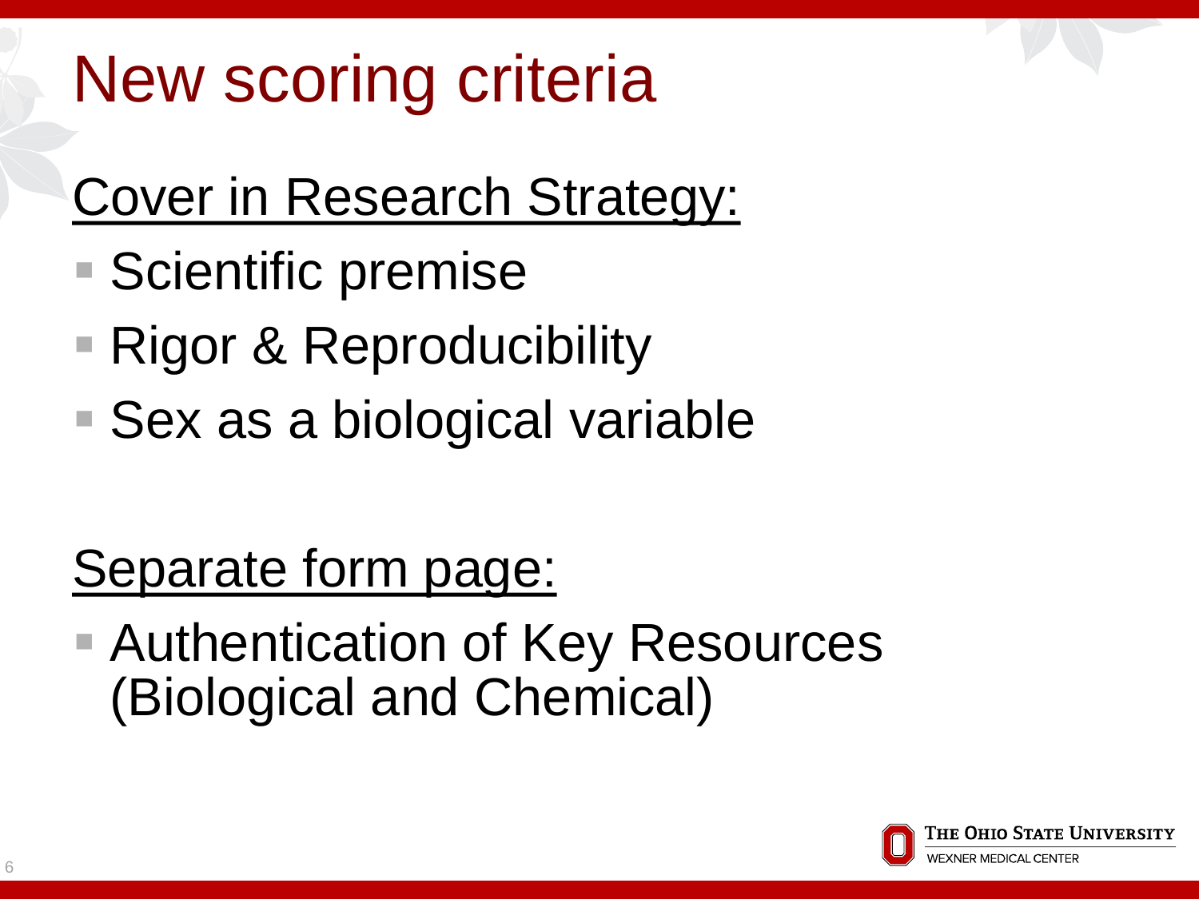# New scoring criteria

Cover in Research Strategy:

- Scientific premise
- Rigor & Reproducibility
- Sex as a biological variable

Separate form page:

- Authentication of Key Resources (Biological and Chemical)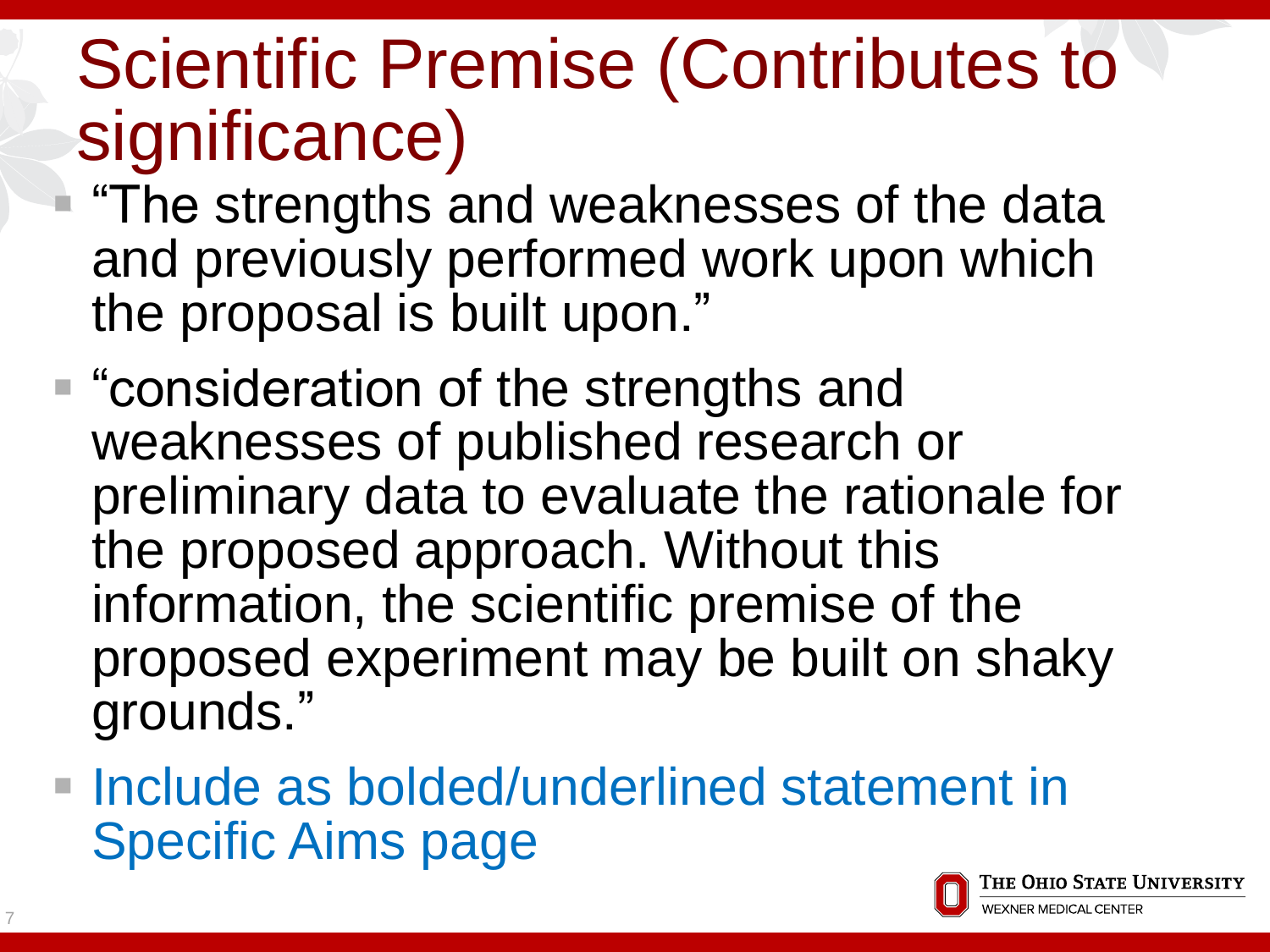# Scientific Premise (Contributes to significance)

- "The strengths and weaknesses of the data and previously performed work upon which the proposal is built upon."
- "consideration of the strengths and weaknesses of published research or preliminary data to evaluate the rationale for the proposed approach. Without this information, the scientific premise of the proposed experiment may be built on shaky grounds."
- Include as bolded/underlined statement in Specific Aims page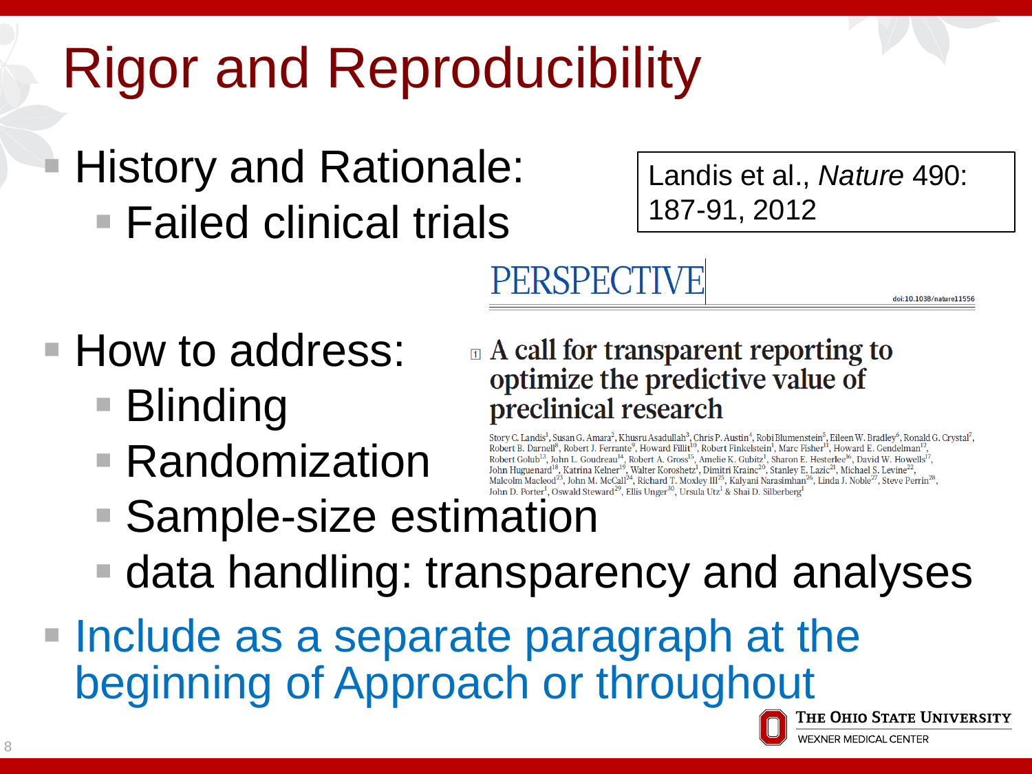# Rigor and Reproducibility

- History and Rationale:
  - Failed clinical trials

Landis et al., *Nature* 490: 187-91, 2012

PERSPECTIVE

doi:10.1038/nature11556

**A call for transparent reporting to optimize the predictive value of preclinical research**

Story C. Landis[1], Susan G. Amara[2], Khusru Asadullah[3], Chris P. Austin[4], Robi Blumenstein[5], Eileen W. Bradley[6], Ronald G. Crystal[7], Robert B. Darnell[8], Robert J. Ferrante[9], Howard Fillit[10], Robert Finkelstein[1], Marc Fisher[11], Howard E. Gendelman[12], Robert Golub[13], John L. Goudreau[14], Robert A. Gross[15], Amelie K. Gubitz[1], Sharon E. Hesterlee[16], David W. Howells[17], John Huguenard[18], Katrina Kelner[19], Walter Koroshetz[1], Dimitri Krainc[20], Stanley E. Lazic[21], Michael S. Levine[22], Malcolm Macleod[23], John M. McCall[24], Richard T. Moxley III[25], Kalyani Narasimhan[26], Linda J. Noble[27], Steve Perrin[28], John D. Porter[1], Oswald Steward[29], Ellis Unger[30], Ursula Utz[1] & Shai D. Silberberg[1]

- How to address:
  - Blinding
  - Randomization
  - Sample-size estimation
  - data handling: transparency and analyses
- Include as a separate paragraph at the beginning of Approach or throughout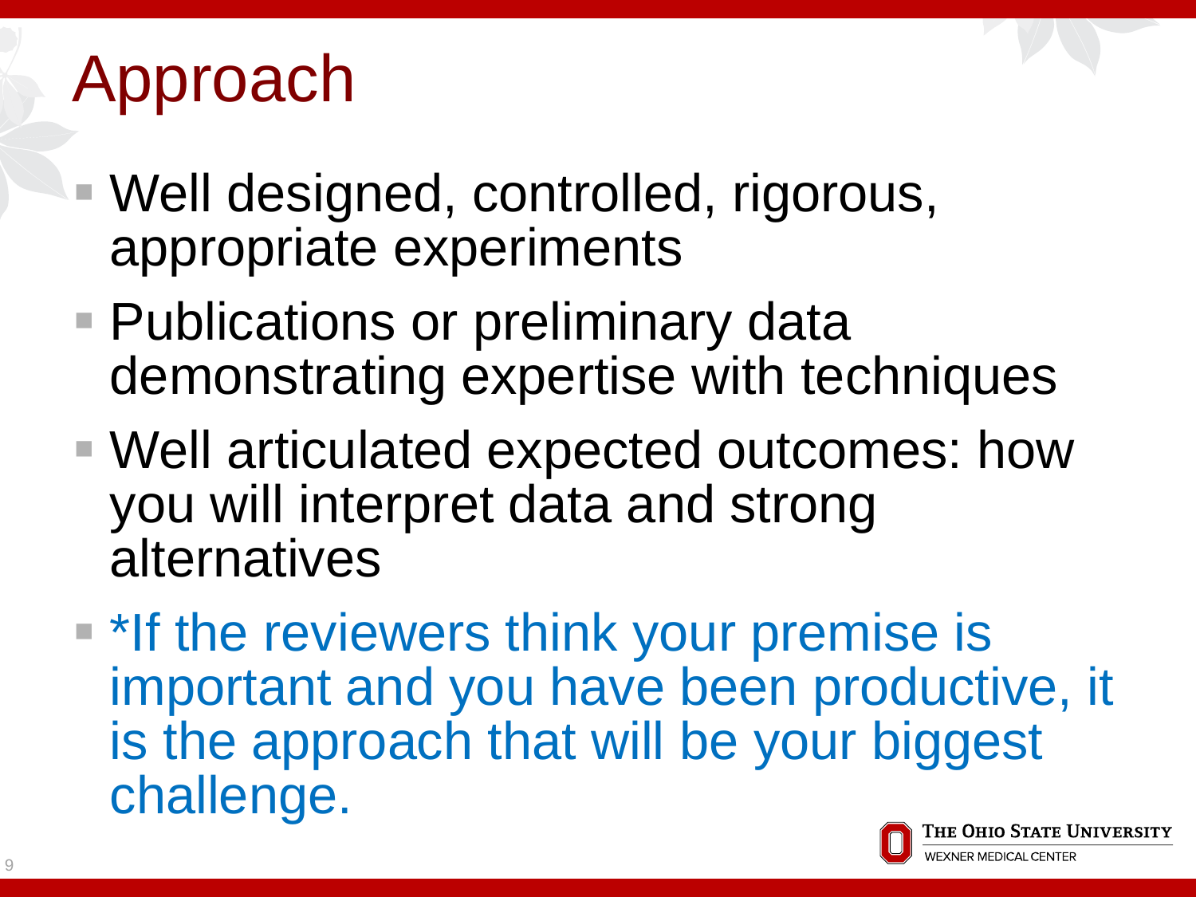# Approach

- Well designed, controlled, rigorous, appropriate experiments
- Publications or preliminary data demonstrating expertise with techniques
- Well articulated expected outcomes: how you will interpret data and strong alternatives
- *If the reviewers think your premise is important and you have been productive, it is the approach that will be your biggest challenge.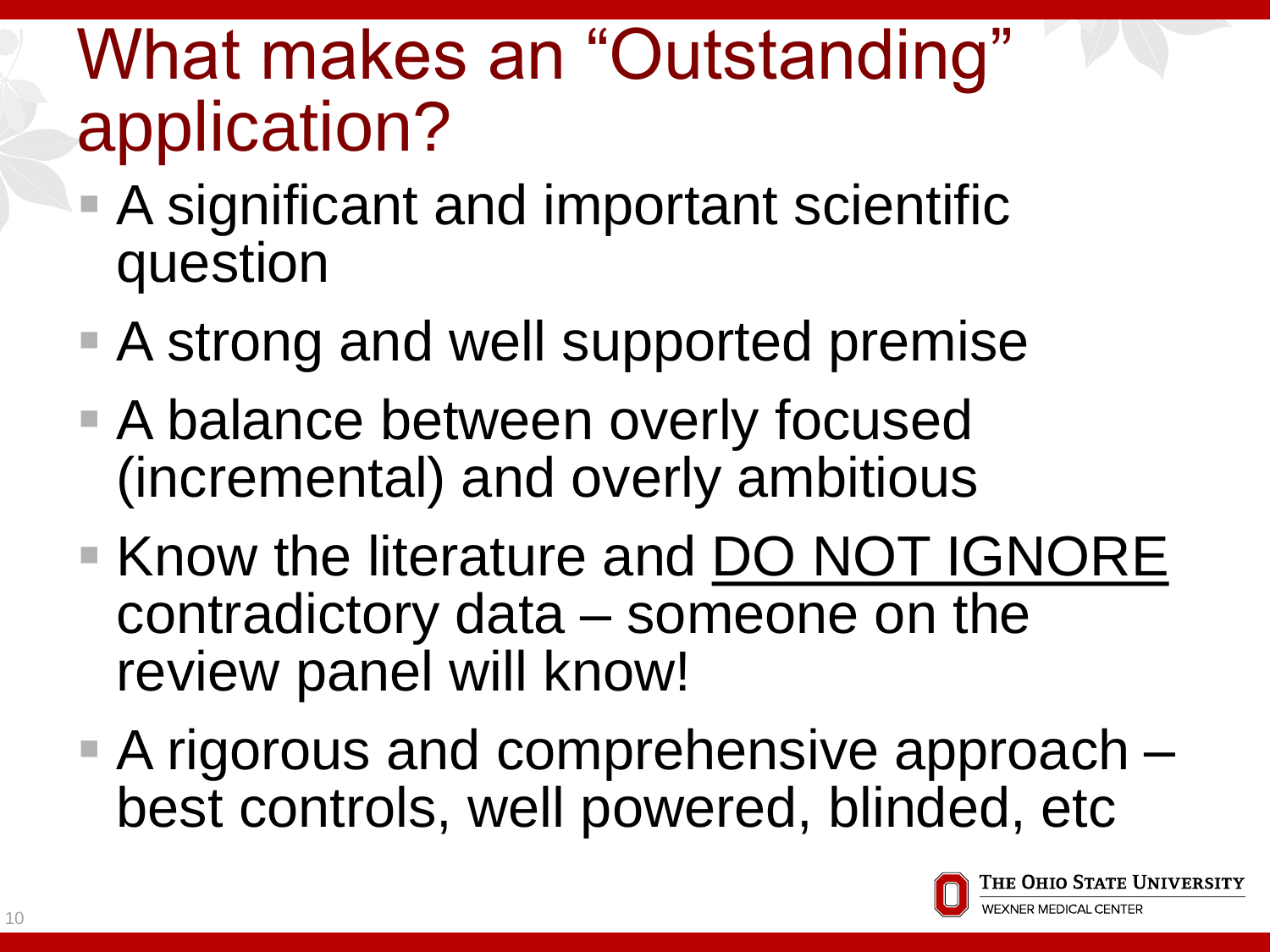# What makes an "Outstanding" application?

- A significant and important scientific question
- A strong and well supported premise
- A balance between overly focused (incremental) and overly ambitious
- Know the literature and <u>DO NOT IGNORE</u> contradictory data – someone on the review panel will know!
- A rigorous and comprehensive approach – best controls, well powered, blinded, etc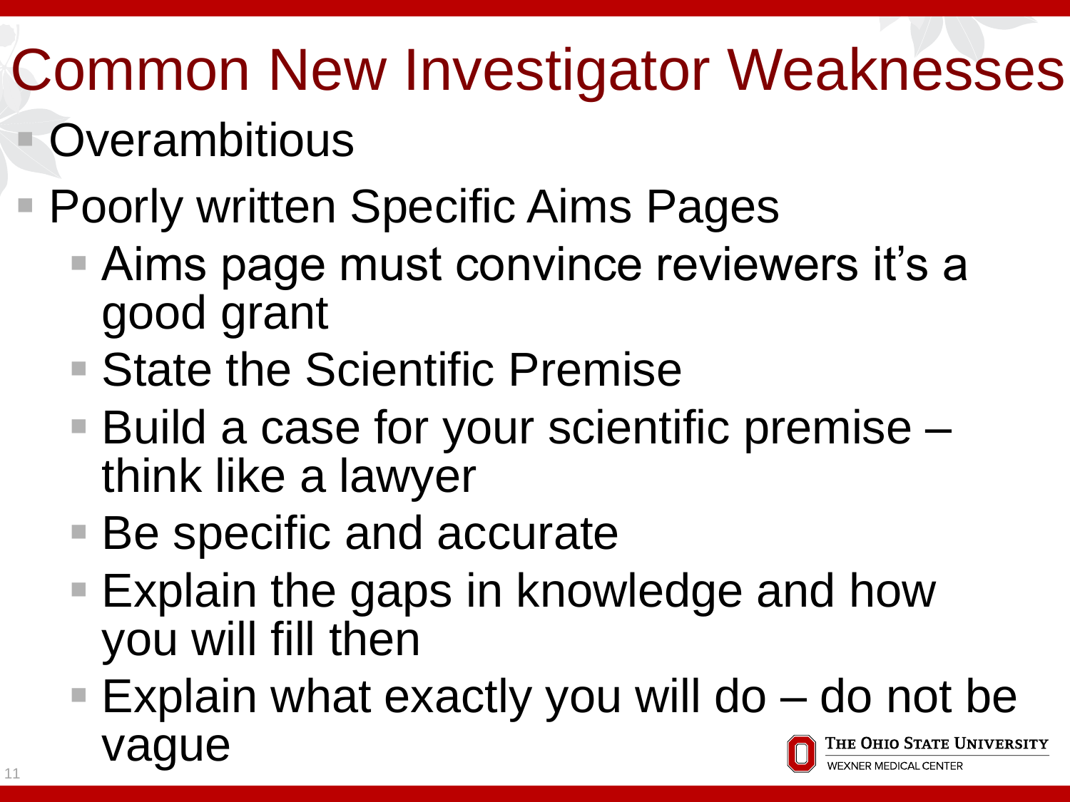# Common New Investigator Weaknesses

- Overambitious
- Poorly written Specific Aims Pages
  - Aims page must convince reviewers it's a good grant
  - State the Scientific Premise
  - Build a case for your scientific premise – think like a lawyer
  - Be specific and accurate
  - Explain the gaps in knowledge and how you will fill then
  - Explain what exactly you will do – do not be vague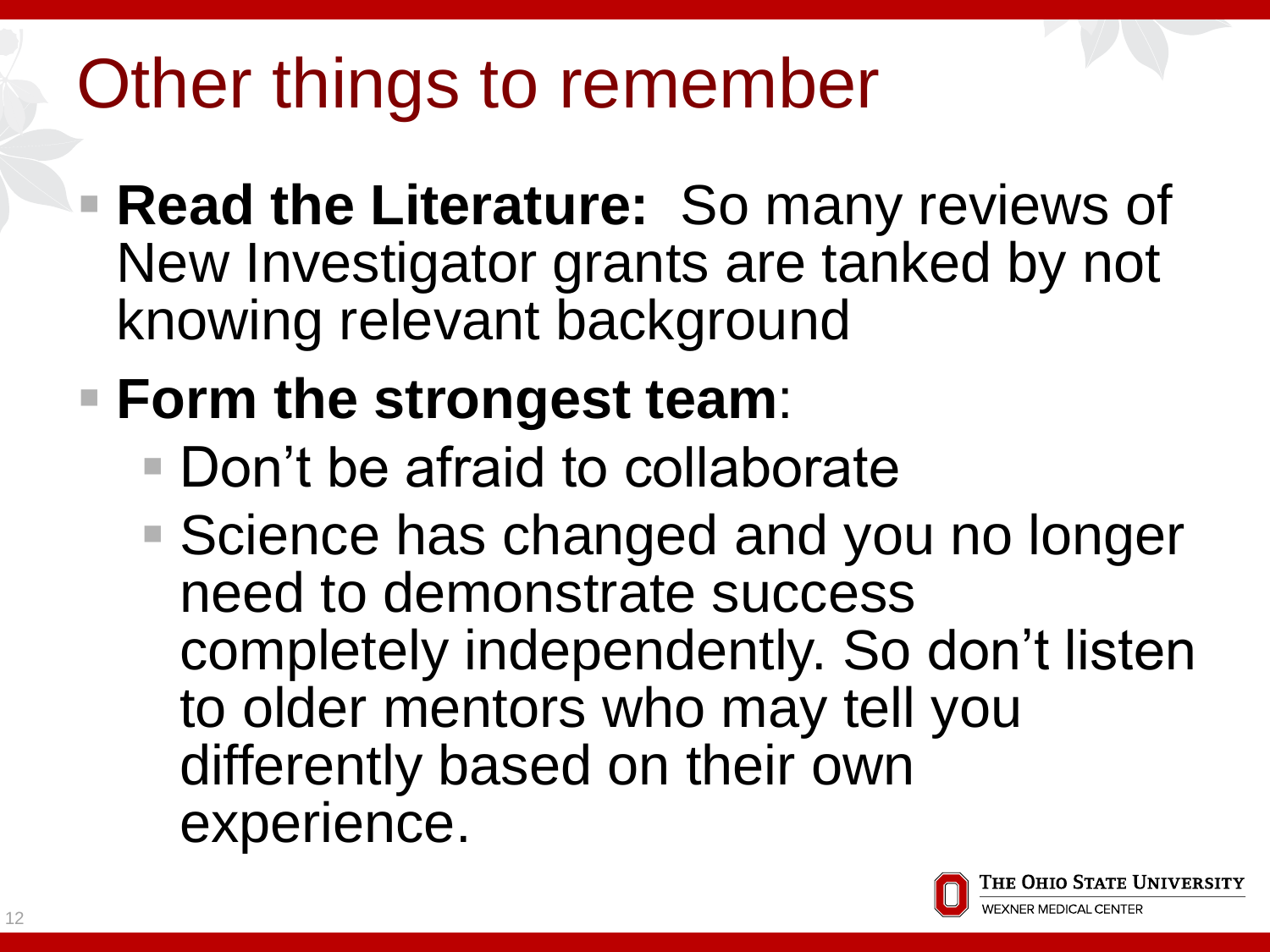# Other things to remember

- **Read the Literature:** So many reviews of New Investigator grants are tanked by not knowing relevant background
- **Form the strongest team**:
  - Don't be afraid to collaborate
  - Science has changed and you no longer need to demonstrate success completely independently. So don't listen to older mentors who may tell you differently based on their own experience.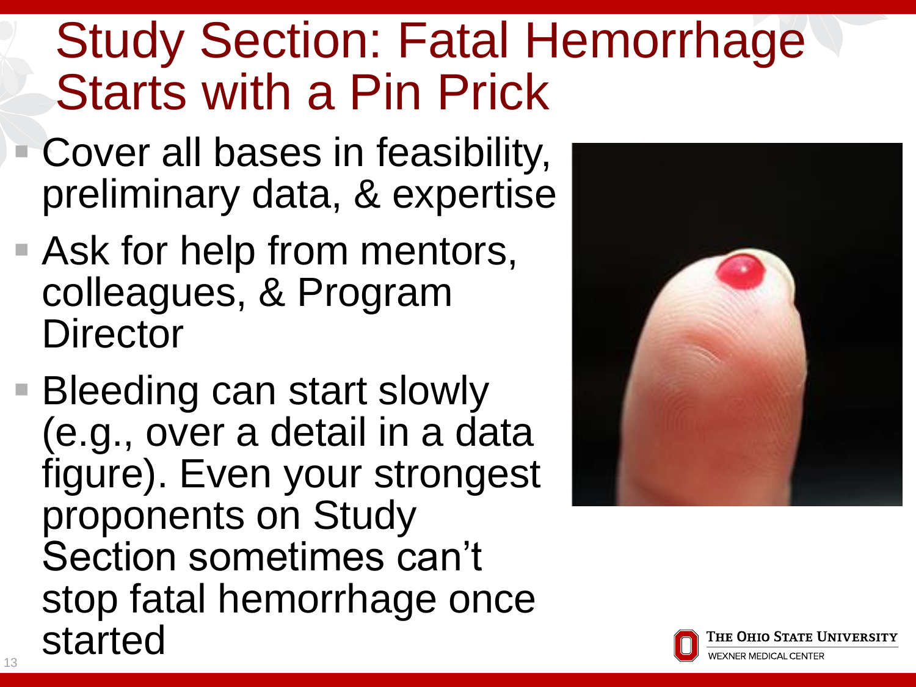# Study Section: Fatal Hemorrhage Starts with a Pin Prick

- Cover all bases in feasibility, preliminary data, & expertise
- Ask for help from mentors, colleagues, & Program Director
- Bleeding can start slowly (e.g., over a detail in a data figure). Even your strongest proponents on Study Section sometimes can't stop fatal hemorrhage once started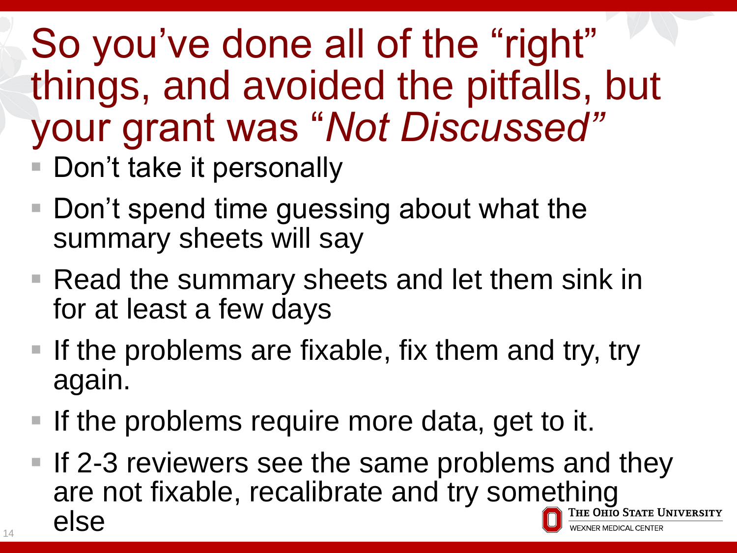# So you've done all of the "right" things, and avoided the pitfalls, but your grant was "*Not Discussed*"

- Don't take it personally
- Don't spend time guessing about what the summary sheets will say
- Read the summary sheets and let them sink in for at least a few days
- If the problems are fixable, fix them and try, try again.
- If the problems require more data, get to it.
- If 2-3 reviewers see the same problems and they are not fixable, recalibrate and try something else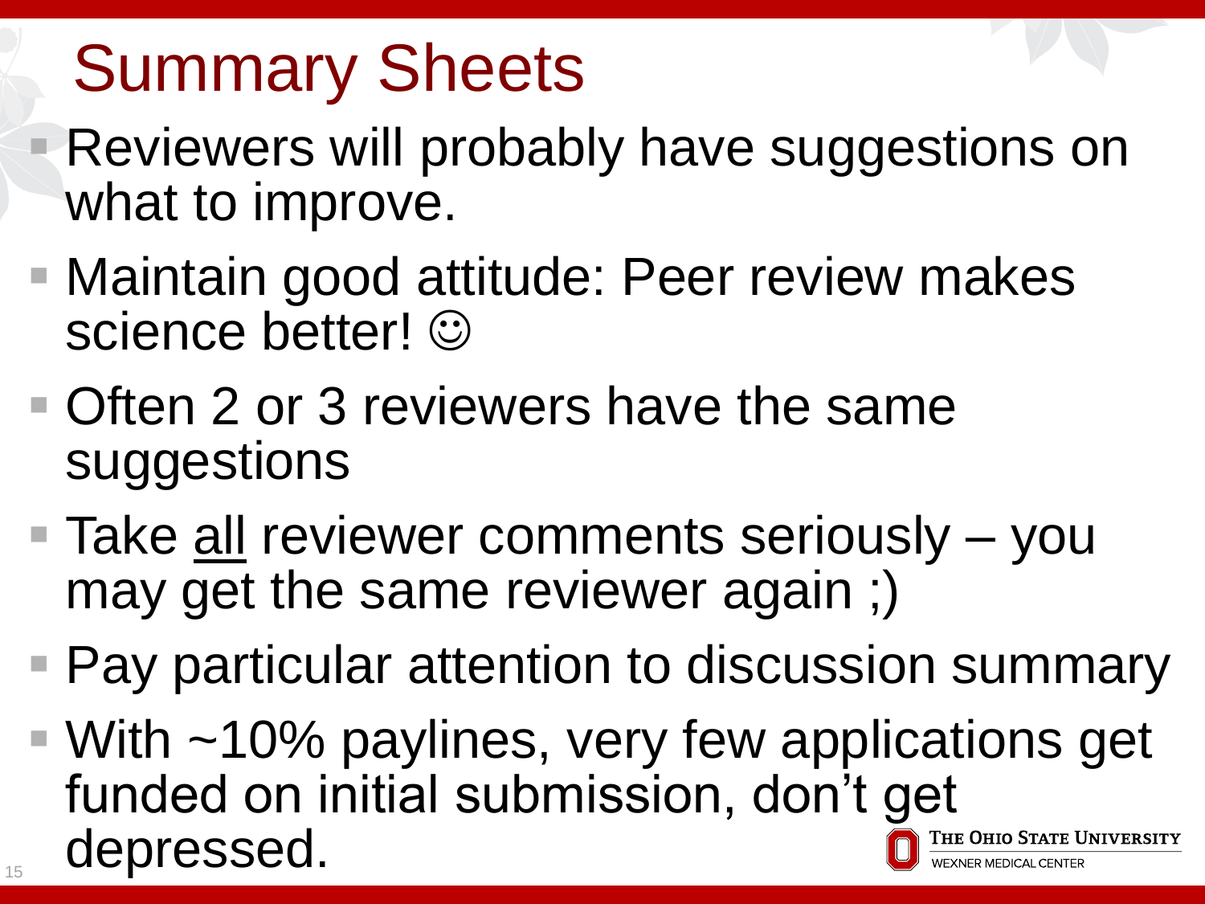# Summary Sheets

- Reviewers will probably have suggestions on what to improve.
- Maintain good attitude: Peer review makes science better! ☺
- Often 2 or 3 reviewers have the same suggestions
- Take <u>all</u> reviewer comments seriously – you may get the same reviewer again ;)
- Pay particular attention to discussion summary
- With ~10% paylines, very few applications get funded on initial submission, don't get depressed.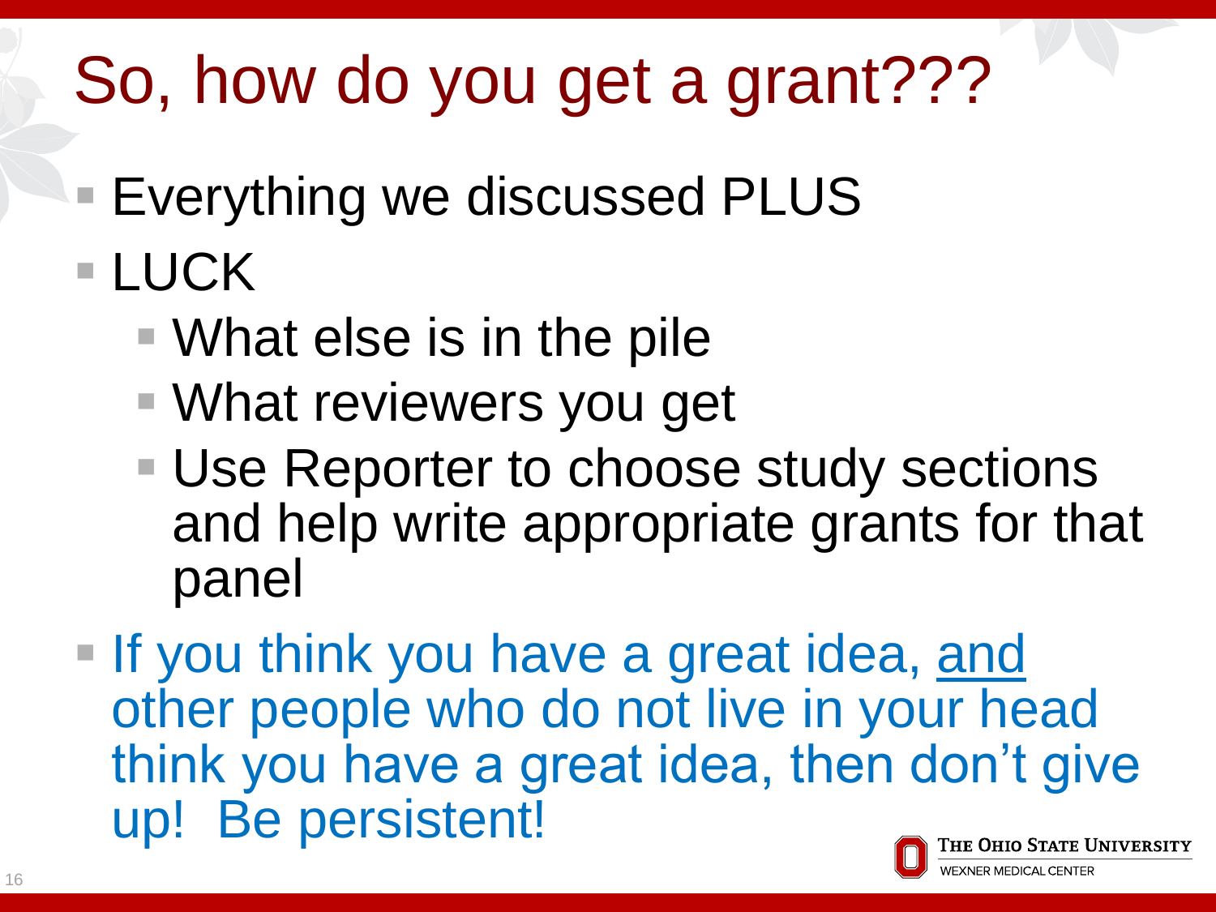# So, how do you get a grant???

- Everything we discussed PLUS
- LUCK
  - What else is in the pile
  - What reviewers you get
  - Use Reporter to choose study sections and help write appropriate grants for that panel
- If you think you have a great idea, <u>and</u> other people who do not live in your head think you have a great idea, then don't give up! Be persistent!

The Ohio State University
WEXNER MEDICAL CENTER